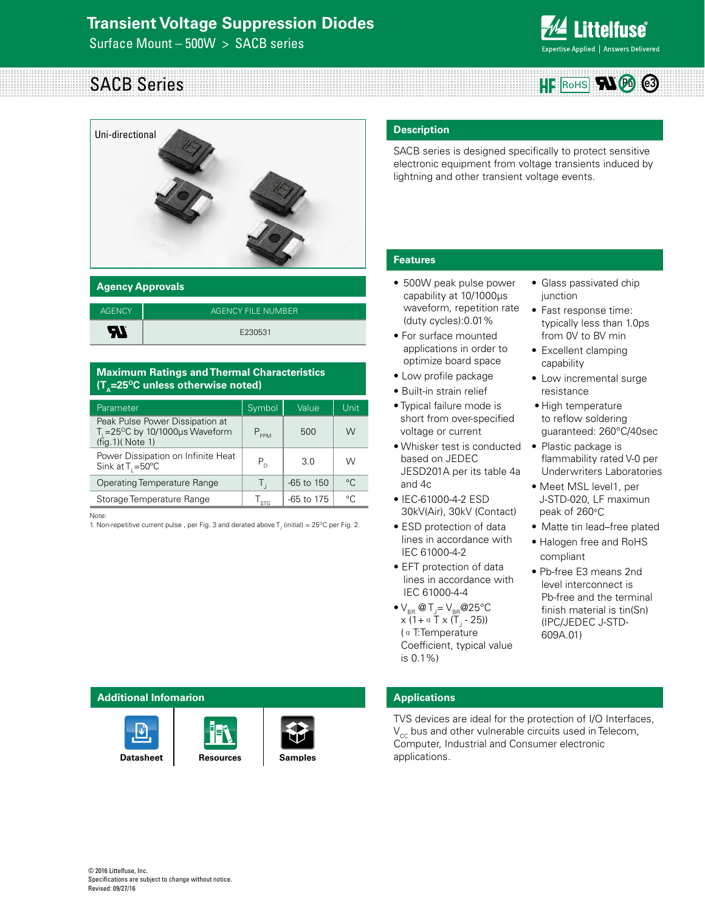# Transient Voltage Suppression Diodes

Surface Mount – 500W > SACB series

## SACB Series

Uni-directional

## Description

SACB series is designed specifically to protect sensitive electronic equipment from voltage transients induced by lightning and other transient voltage events.

## Agency Approvals

| AGENCY | AGENCY FILE NUMBER |
|---|---|
| UL | E230531 |

## Maximum Ratings and Thermal Characteristics ($T_A$=25°C unless otherwise noted)

| Parameter | Symbol | Value | Unit |
|---|---|---|---|
| Peak Pulse Power Dissipation at $T_L$=25°C by 10/1000μs Waveform (fig.1)( Note 1) | $P_{PPM}$ | 500 | W |
| Power Dissipation on Infinite Heat Sink at $T_L$=50°C | $P_D$ | 3.0 | W |
| Operating Temperature Range | $T_J$ | -65 to 150 | °C |
| Storage Temperature Range | $T_{STG}$ | -65 to 175 | °C |

Note:
1. Non-repetitive current pulse , per Fig. 3 and derated above $T_J$ (initial) = 25°C per Fig. 2.

## Features

- 500W peak pulse power capability at 10/1000μs waveform, repetition rate (duty cycles):0.01%
- For surface mounted applications in order to optimize board space
- Low profile package
- Built-in strain relief
- Typical failure mode is short from over-specified voltage or current
- Whisker test is conducted based on JEDEC JESD201A per its table 4a and 4c
- IEC-61000-4-2 ESD 30kV(Air), 30kV (Contact)
- ESD protection of data lines in accordance with IEC 61000-4-2
- EFT protection of data lines in accordance with IEC 61000-4-4
- $V_{BR}$ @ $T_J$= $V_{BR}$@25°C x (1+ αT x ($T_J$ - 25)) (αT:Temperature Coefficient, typical value is 0.1%)
- Glass passivated chip junction
- Fast response time: typically less than 1.0ps from 0V to BV min
- Excellent clamping capability
- Low incremental surge resistance
- High temperature to reflow soldering guaranteed: 260°C/40sec
- Plastic package is flammability rated V-0 per Underwriters Laboratories
- Meet MSL level1, per J-STD-020, LF maximun peak of 260°C
- Matte tin lead–free plated
- Halogen free and RoHS compliant
- Pb-free E3 means 2nd level interconnect is Pb-free and the terminal finish material is tin(Sn) (IPC/JEDEC J-STD-609A.01)

## Additional Infomarion

Datasheet | Resources | Samples

## Applications

TVS devices are ideal for the protection of I/O Interfaces, $V_{CC}$ bus and other vulnerable circuits used in Telecom, Computer, Industrial and Consumer electronic applications.

© 2016 Littelfuse, Inc.
Specifications are subject to change without notice.
Revised: 09/27/16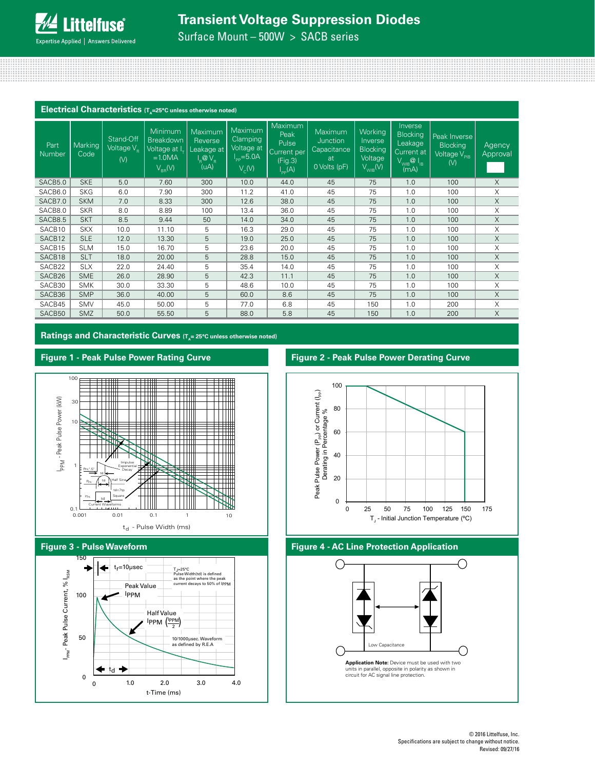## Electrical Characteristics ($T_A$=25°C unless otherwise noted)

| Part Number | Marking Code | Stand-Off Voltage $V_R$ (V) | Minimum Breakdown Voltage at $I_T$ =1.0MA $V_{BR}$(V) | Maximum Reverse Leakage at $I_R$@$V_R$ (uA) | Maximum Clamping Voltage at $I_{PP}$=5.0A $V_C$(V) | Maximum Peak Pulse Current per (Fig.3) $I_{PP}$(A) | Maximum Junction Capacitance at 0 Volts (pF) | Working Inverse Blocking Voltage $V_{WIB}$(V) | Inverse Blocking Leakage Current at $V_{WIB}$@ $I_{IB}$ (mA) | Peak Inverse Blocking Voltage $V_{PIB}$ (V) | Agency Approval |
|---|---|---|---|---|---|---|---|---|---|---|---|
| SACB5.0 | SKE | 5.0 | 7.60 | 300 | 10.0 | 44.0 | 45 | 75 | 1.0 | 100 | X |
| SACB6.0 | SKG | 6.0 | 7.90 | 300 | 11.2 | 41.0 | 45 | 75 | 1.0 | 100 | X |
| SACB7.0 | SKM | 7.0 | 8.33 | 300 | 12.6 | 38.0 | 45 | 75 | 1.0 | 100 | X |
| SACB8.0 | SKR | 8.0 | 8.89 | 100 | 13.4 | 36.0 | 45 | 75 | 1.0 | 100 | X |
| SACB8.5 | SKT | 8.5 | 9.44 | 50 | 14.0 | 34.0 | 45 | 75 | 1.0 | 100 | X |
| SACB10 | SKX | 10.0 | 11.10 | 5 | 16.3 | 29.0 | 45 | 75 | 1.0 | 100 | X |
| SACB12 | SLE | 12.0 | 13.30 | 5 | 19.0 | 25.0 | 45 | 75 | 1.0 | 100 | X |
| SACB15 | SLM | 15.0 | 16.70 | 5 | 23.6 | 20.0 | 45 | 75 | 1.0 | 100 | X |
| SACB18 | SLT | 18.0 | 20.00 | 5 | 28.8 | 15.0 | 45 | 75 | 1.0 | 100 | X |
| SACB22 | SLX | 22.0 | 24.40 | 5 | 35.4 | 14.0 | 45 | 75 | 1.0 | 100 | X |
| SACB26 | SME | 26.0 | 28.90 | 5 | 42.3 | 11.1 | 45 | 75 | 1.0 | 100 | X |
| SACB30 | SMK | 30.0 | 33.30 | 5 | 48.6 | 10.0 | 45 | 75 | 1.0 | 100 | X |
| SACB36 | SMP | 36.0 | 40.00 | 5 | 60.0 | 8.6 | 45 | 75 | 1.0 | 100 | X |
| SACB45 | SMV | 45.0 | 50.00 | 5 | 77.0 | 6.8 | 45 | 150 | 1.0 | 200 | X |
| SACB50 | SMZ | 50.0 | 55.50 | 5 | 88.0 | 5.8 | 45 | 150 | 1.0 | 200 | X |

## Ratings and Characteristic Curves ($T_A$= 25°C unless otherwise noted)

### Figure 1 - Peak Pulse Power Rating Curve

### Figure 2 - Peak Pulse Power Derating Curve

### Figure 3 - Pulse Waveform

### Figure 4 - AC Line Protection Application

**Application Note:** Device must be used with two units in parallel, opposite in polarity as shown in circuit for AC signal line protection.

© 2016 Littelfuse, Inc.
Specifications are subject to change without notice.
Revised: 09/27/16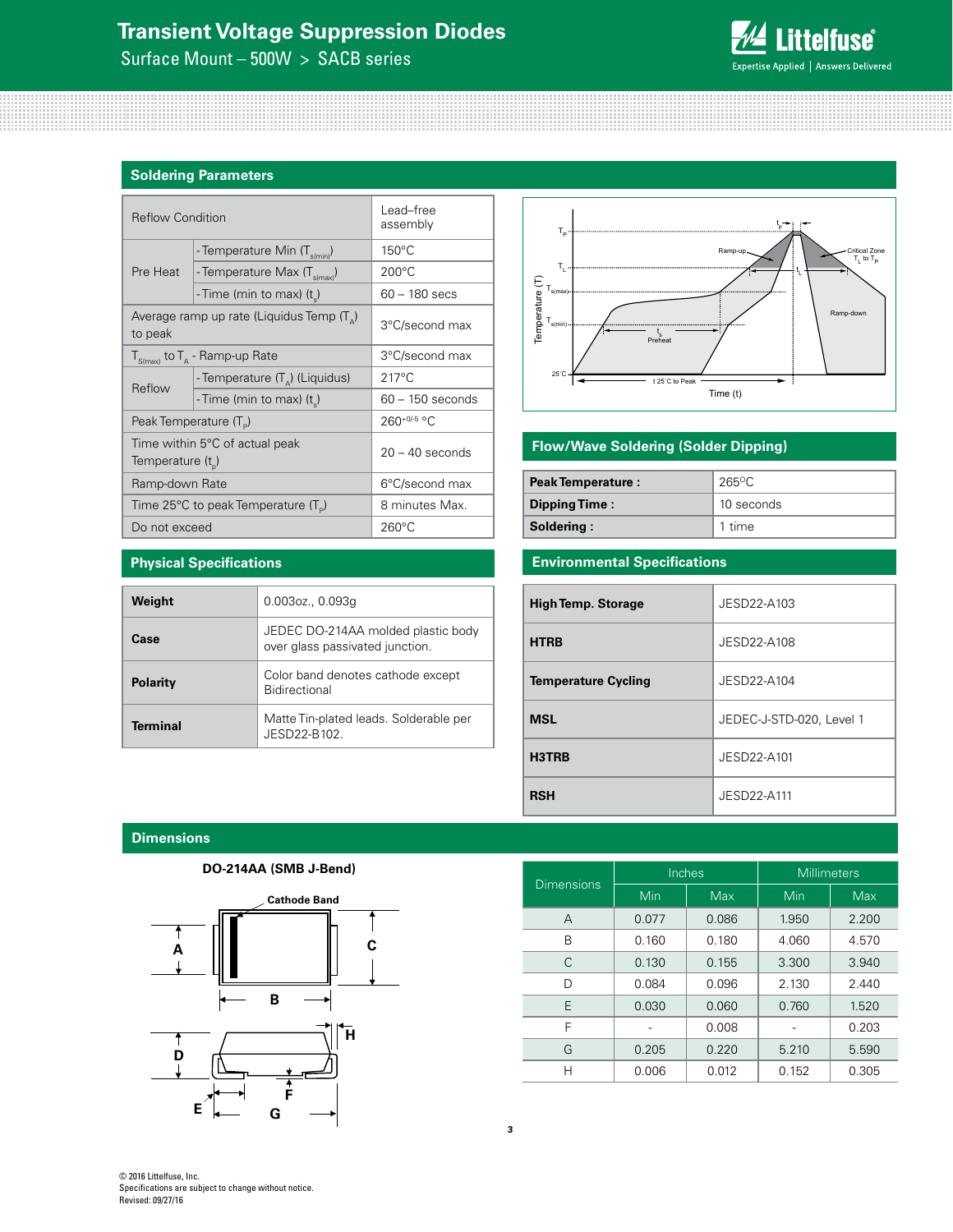# Transient Voltage Suppression Diodes

Surface Mount – 500W > SACB series

## Soldering Parameters

| Reflow Condition | | Lead–free assembly |
|---|---|---|
| Pre Heat | - Temperature Min ($T_{s(min)}$) | 150°C |
| | - Temperature Max ($T_{s(max)}$) | 200°C |
| | - Time (min to max) ($t_s$) | 60 – 180 secs |
| Average ramp up rate (Liquidus Temp ($T_A$) to peak | | 3°C/second max |
| $T_{S(max)}$ to $T_A$ - Ramp-up Rate | | 3°C/second max |
| Reflow | - Temperature ($T_A$) (Liquidus) | 217°C |
| | - Time (min to max) ($t_s$) | 60 – 150 seconds |
| Peak Temperature ($T_P$) | | $260^{+0/-5}$ °C |
| Time within 5°C of actual peak Temperature ($t_p$) | | 20 – 40 seconds |
| Ramp-down Rate | | 6°C/second max |
| Time 25°C to peak Temperature ($T_P$) | | 8 minutes Max. |
| Do not exceed | | 260°C |

## Flow/Wave Soldering (Solder Dipping)

| | |
|---|---|
| **Peak Temperature :** | 265°C |
| **Dipping Time :** | 10 seconds |
| **Soldering :** | 1 time |

## Physical Specifications

| | |
|---|---|
| **Weight** | 0.003oz., 0.093g |
| **Case** | JEDEC DO-214AA molded plastic body over glass passivated junction. |
| **Polarity** | Color band denotes cathode except Bidirectional |
| **Terminal** | Matte Tin-plated leads. Solderable per JESD22-B102. |

## Environmental Specifications

| | |
|---|---|
| **High Temp. Storage** | JESD22-A103 |
| **HTRB** | JESD22-A108 |
| **Temperature Cycling** | JESD22-A104 |
| **MSL** | JEDEC-J-STD-020, Level 1 |
| **H3TRB** | JESD22-A101 |
| **RSH** | JESD22-A111 |

## Dimensions

**DO-214AA (SMB J-Bend)**

| Dimensions | Inches | | Millimeters | |
|---|---|---|---|---|
| | Min | Max | Min | Max |
| A | 0.077 | 0.086 | 1.950 | 2.200 |
| B | 0.160 | 0.180 | 4.060 | 4.570 |
| C | 0.130 | 0.155 | 3.300 | 3.940 |
| D | 0.084 | 0.096 | 2.130 | 2.440 |
| E | 0.030 | 0.060 | 0.760 | 1.520 |
| F | - | 0.008 | - | 0.203 |
| G | 0.205 | 0.220 | 5.210 | 5.590 |
| H | 0.006 | 0.012 | 0.152 | 0.305 |

© 2016 Littelfuse, Inc.
Specifications are subject to change without notice.
Revised: 09/27/16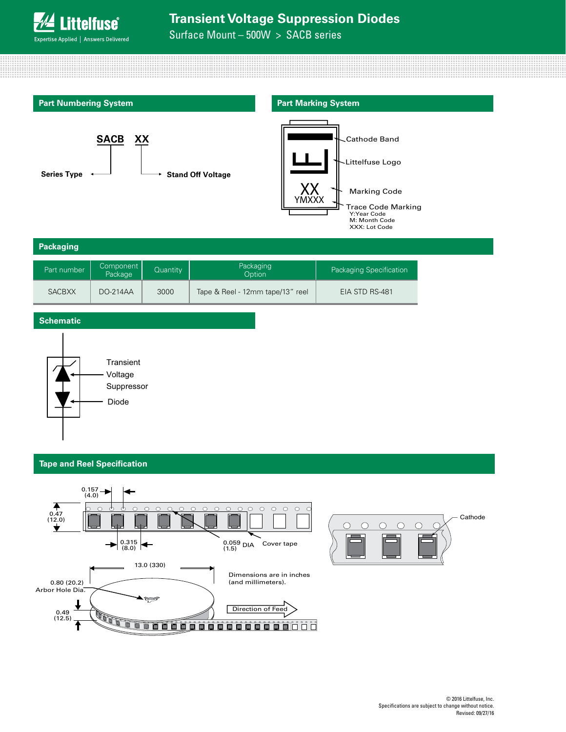## Part Numbering System

SACB XX

Series Type

Stand Off Voltage

## Part Marking System

Cathode Band

Littelfuse Logo

Marking Code

Trace Code Marking
Y:Year Code
M: Month Code
XXX: Lot Code

## Packaging

| Part number | Component Package | Quantity | Packaging Option | Packaging Specification |
|---|---|---|---|---|
| SACBXX | DO-214AA | 3000 | Tape & Reel - 12mm tape/13" reel | EIA STD RS-481 |

## Schematic

Transient Voltage Suppressor Diode

## Tape and Reel Specification

0.157 (4.0)

0.47 (12.0)

0.315 (8.0)

0.059 (1.5) DIA

Cover tape

Cathode

13.0 (330)

0.80 (20.2) Arbor Hole Dia.

0.49 (12.5)

Dimensions are in inches (and millimeters).

Direction of Feed

© 2016 Littelfuse, Inc.
Specifications are subject to change without notice.
Revised: 09/27/16